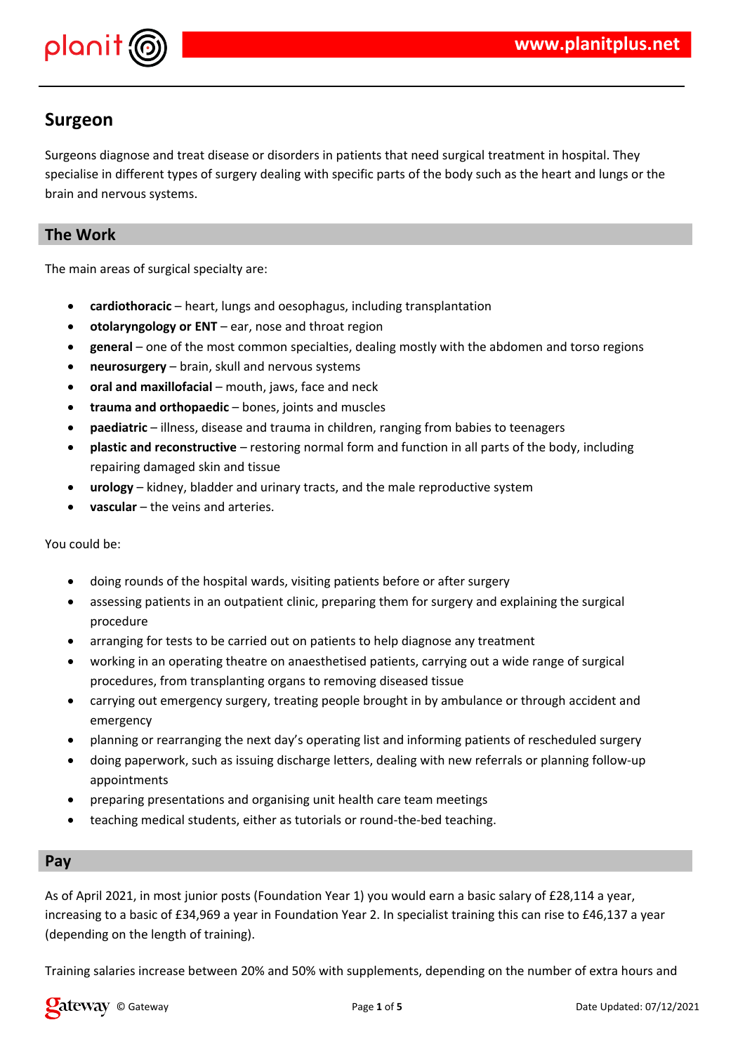# Surgeon

Surgeons diagnose and treat disease or disorders in patients that need surgical treatment in hospital. They specialise in different types of surgery dealing with specific parts of the body such as the heart and lungs or the brain and nervous systems.

## The Work

The main areas of surgical specialty are:

- **cardiothoracic** – heart, lungs and oesophagus, including transplantation
- **otolaryngology or ENT** – ear, nose and throat region
- **general** – one of the most common specialties, dealing mostly with the abdomen and torso regions
- **neurosurgery** – brain, skull and nervous systems
- **oral and maxillofacial** – mouth, jaws, face and neck
- **trauma and orthopaedic** – bones, joints and muscles
- **paediatric** – illness, disease and trauma in children, ranging from babies to teenagers
- **plastic and reconstructive** – restoring normal form and function in all parts of the body, including repairing damaged skin and tissue
- **urology** – kidney, bladder and urinary tracts, and the male reproductive system
- **vascular** – the veins and arteries.

You could be:

- doing rounds of the hospital wards, visiting patients before or after surgery
- assessing patients in an outpatient clinic, preparing them for surgery and explaining the surgical procedure
- arranging for tests to be carried out on patients to help diagnose any treatment
- working in an operating theatre on anaesthetised patients, carrying out a wide range of surgical procedures, from transplanting organs to removing diseased tissue
- carrying out emergency surgery, treating people brought in by ambulance or through accident and emergency
- planning or rearranging the next day's operating list and informing patients of rescheduled surgery
- doing paperwork, such as issuing discharge letters, dealing with new referrals or planning follow-up appointments
- preparing presentations and organising unit health care team meetings
- teaching medical students, either as tutorials or round-the-bed teaching.

## Pay

As of April 2021, in most junior posts (Foundation Year 1) you would earn a basic salary of £28,114 a year, increasing to a basic of £34,969 a year in Foundation Year 2. In specialist training this can rise to £46,137 a year (depending on the length of training).

Training salaries increase between 20% and 50% with supplements, depending on the number of extra hours and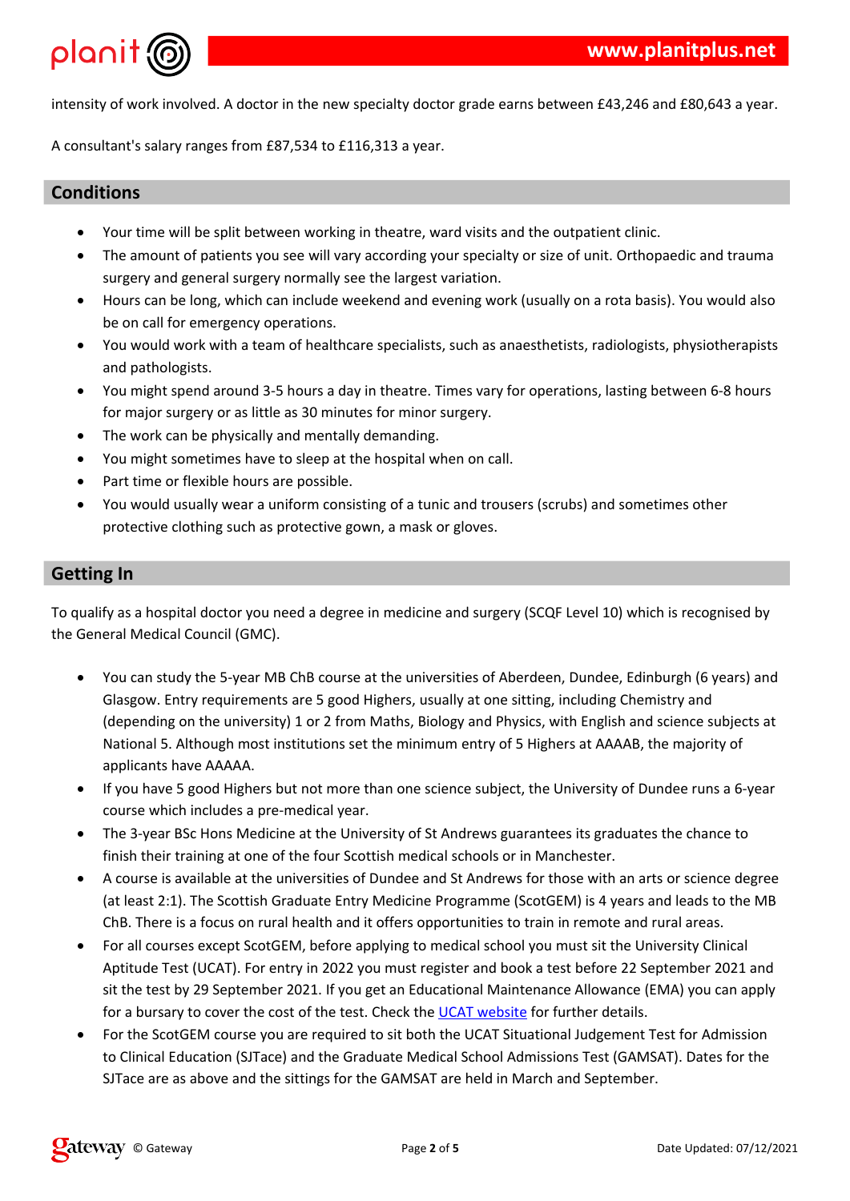intensity of work involved. A doctor in the new specialty doctor grade earns between £43,246 and £80,643 a year.

A consultant's salary ranges from £87,534 to £116,313 a year.

## Conditions

- Your time will be split between working in theatre, ward visits and the outpatient clinic.
- The amount of patients you see will vary according your specialty or size of unit. Orthopaedic and trauma surgery and general surgery normally see the largest variation.
- Hours can be long, which can include weekend and evening work (usually on a rota basis). You would also be on call for emergency operations.
- You would work with a team of healthcare specialists, such as anaesthetists, radiologists, physiotherapists and pathologists.
- You might spend around 3-5 hours a day in theatre. Times vary for operations, lasting between 6-8 hours for major surgery or as little as 30 minutes for minor surgery.
- The work can be physically and mentally demanding.
- You might sometimes have to sleep at the hospital when on call.
- Part time or flexible hours are possible.
- You would usually wear a uniform consisting of a tunic and trousers (scrubs) and sometimes other protective clothing such as protective gown, a mask or gloves.

## Getting In

To qualify as a hospital doctor you need a degree in medicine and surgery (SCQF Level 10) which is recognised by the General Medical Council (GMC).

- You can study the 5-year MB ChB course at the universities of Aberdeen, Dundee, Edinburgh (6 years) and Glasgow. Entry requirements are 5 good Highers, usually at one sitting, including Chemistry and (depending on the university) 1 or 2 from Maths, Biology and Physics, with English and science subjects at National 5. Although most institutions set the minimum entry of 5 Highers at AAAAB, the majority of applicants have AAAAA.
- If you have 5 good Highers but not more than one science subject, the University of Dundee runs a 6-year course which includes a pre-medical year.
- The 3-year BSc Hons Medicine at the University of St Andrews guarantees its graduates the chance to finish their training at one of the four Scottish medical schools or in Manchester.
- A course is available at the universities of Dundee and St Andrews for those with an arts or science degree (at least 2:1). The Scottish Graduate Entry Medicine Programme (ScotGEM) is 4 years and leads to the MB ChB. There is a focus on rural health and it offers opportunities to train in remote and rural areas.
- For all courses except ScotGEM, before applying to medical school you must sit the University Clinical Aptitude Test (UCAT). For entry in 2022 you must register and book a test before 22 September 2021 and sit the test by 29 September 2021. If you get an Educational Maintenance Allowance (EMA) you can apply for a bursary to cover the cost of the test. Check the UCAT website for further details.
- For the ScotGEM course you are required to sit both the UCAT Situational Judgement Test for Admission to Clinical Education (SJTace) and the Graduate Medical School Admissions Test (GAMSAT). Dates for the SJTace are as above and the sittings for the GAMSAT are held in March and September.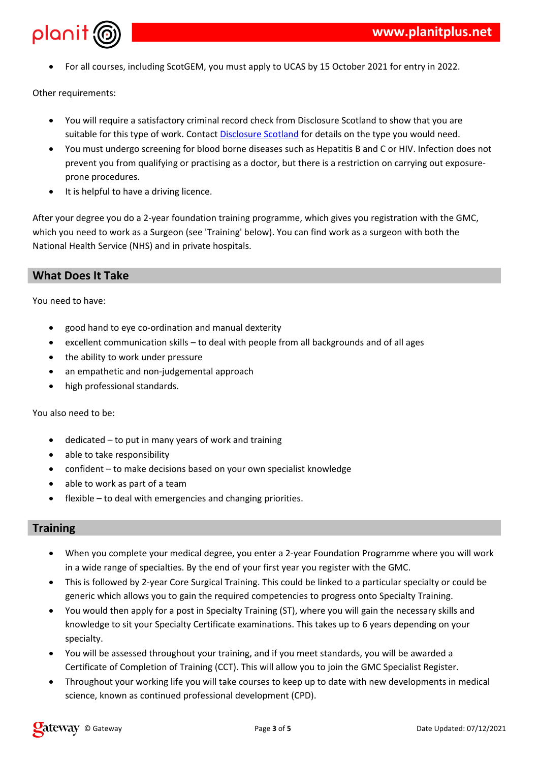- For all courses, including ScotGEM, you must apply to UCAS by 15 October 2021 for entry in 2022.

Other requirements:

- You will require a satisfactory criminal record check from Disclosure Scotland to show that you are suitable for this type of work. Contact [Disclosure Scotland] for details on the type you would need.
- You must undergo screening for blood borne diseases such as Hepatitis B and C or HIV. Infection does not prevent you from qualifying or practising as a doctor, but there is a restriction on carrying out exposure-prone procedures.
- It is helpful to have a driving licence.

After your degree you do a 2-year foundation training programme, which gives you registration with the GMC, which you need to work as a Surgeon (see 'Training' below). You can find work as a surgeon with both the National Health Service (NHS) and in private hospitals.

## What Does It Take

You need to have:

- good hand to eye co-ordination and manual dexterity
- excellent communication skills – to deal with people from all backgrounds and of all ages
- the ability to work under pressure
- an empathetic and non-judgemental approach
- high professional standards.

You also need to be:

- dedicated – to put in many years of work and training
- able to take responsibility
- confident – to make decisions based on your own specialist knowledge
- able to work as part of a team
- flexible – to deal with emergencies and changing priorities.

## Training

- When you complete your medical degree, you enter a 2-year Foundation Programme where you will work in a wide range of specialties. By the end of your first year you register with the GMC.
- This is followed by 2-year Core Surgical Training. This could be linked to a particular specialty or could be generic which allows you to gain the required competencies to progress onto Specialty Training.
- You would then apply for a post in Specialty Training (ST), where you will gain the necessary skills and knowledge to sit your Specialty Certificate examinations. This takes up to 6 years depending on your specialty.
- You will be assessed throughout your training, and if you meet standards, you will be awarded a Certificate of Completion of Training (CCT). This will allow you to join the GMC Specialist Register.
- Throughout your working life you will take courses to keep up to date with new developments in medical science, known as continued professional development (CPD).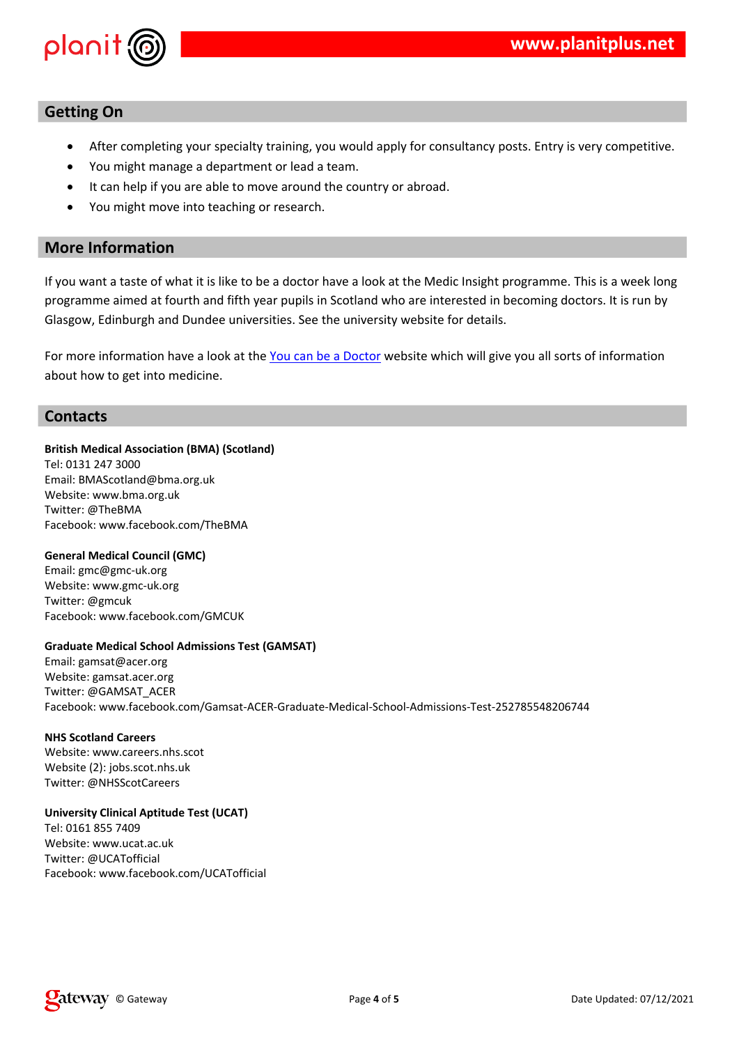## Getting On

- After completing your specialty training, you would apply for consultancy posts. Entry is very competitive.
- You might manage a department or lead a team.
- It can help if you are able to move around the country or abroad.
- You might move into teaching or research.

## More Information

If you want a taste of what it is like to be a doctor have a look at the Medic Insight programme. This is a week long programme aimed at fourth and fifth year pupils in Scotland who are interested in becoming doctors. It is run by Glasgow, Edinburgh and Dundee universities. See the university website for details.

For more information have a look at the You can be a Doctor website which will give you all sorts of information about how to get into medicine.

## Contacts

**British Medical Association (BMA) (Scotland)**
Tel: 0131 247 3000
Email: BMAScotland@bma.org.uk
Website: www.bma.org.uk
Twitter: @TheBMA
Facebook: www.facebook.com/TheBMA

**General Medical Council (GMC)**
Email: gmc@gmc-uk.org
Website: www.gmc-uk.org
Twitter: @gmcuk
Facebook: www.facebook.com/GMCUK

**Graduate Medical School Admissions Test (GAMSAT)**
Email: gamsat@acer.org
Website: gamsat.acer.org
Twitter: @GAMSAT_ACER
Facebook: www.facebook.com/Gamsat-ACER-Graduate-Medical-School-Admissions-Test-252785548206744

**NHS Scotland Careers**
Website: www.careers.nhs.scot
Website (2): jobs.scot.nhs.uk
Twitter: @NHSScotCareers

**University Clinical Aptitude Test (UCAT)**
Tel: 0161 855 7409
Website: www.ucat.ac.uk
Twitter: @UCATofficial
Facebook: www.facebook.com/UCATofficial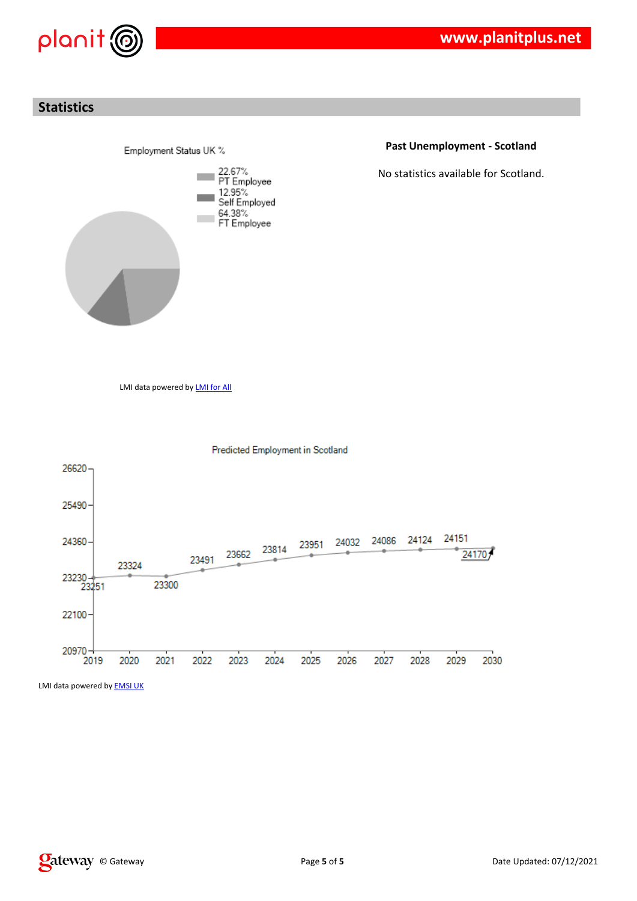## Statistics

Employment Status UK %

22.67%
PT Employee
12.95%
Self Employed
64.38%
FT Employee

LMI data powered by LMI for All

### Past Unemployment - Scotland

No statistics available for Scotland.

Predicted Employment in Scotland

26620
25490
24360
23230
22100
20970

2019 2020 2021 2022 2023 2024 2025 2026 2027 2028 2029 2030

23251 23324 23300 23491 23662 23814 23951 24032 24086 24124 24151 24170

LMI data powered by EMSI UK